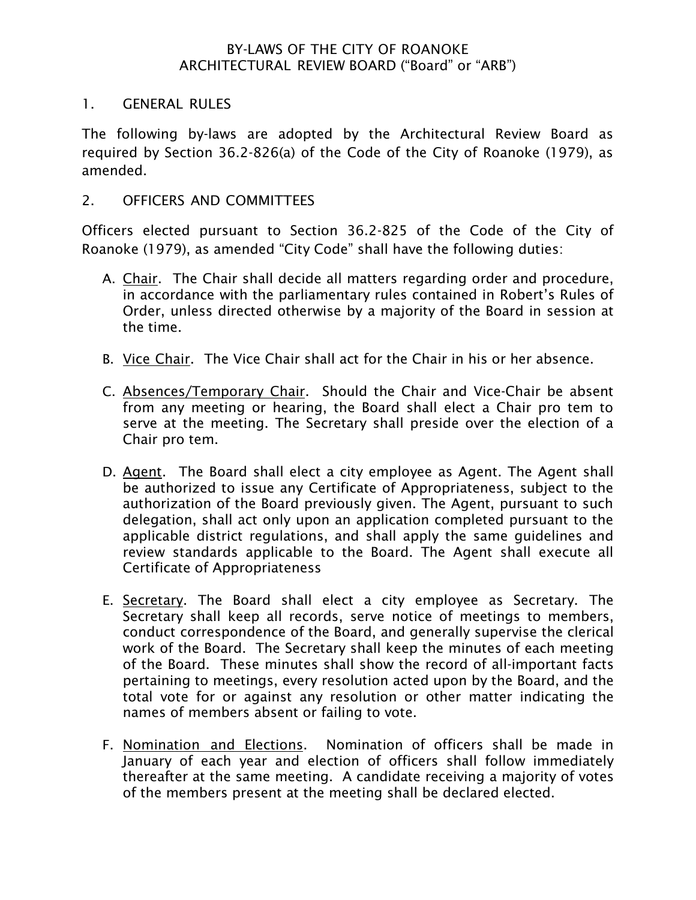# BY-LAWS OF THE CITY OF ROANOKE
# ARCHITECTURAL REVIEW BOARD ("Board" or "ARB")

## 1. GENERAL RULES

The following by-laws are adopted by the Architectural Review Board as required by Section 36.2-826(a) of the Code of the City of Roanoke (1979), as amended.

## 2. OFFICERS AND COMMITTEES

Officers elected pursuant to Section 36.2-825 of the Code of the City of Roanoke (1979), as amended "City Code" shall have the following duties:

A. Chair. The Chair shall decide all matters regarding order and procedure, in accordance with the parliamentary rules contained in Robert's Rules of Order, unless directed otherwise by a majority of the Board in session at the time.

B. Vice Chair. The Vice Chair shall act for the Chair in his or her absence.

C. Absences/Temporary Chair. Should the Chair and Vice-Chair be absent from any meeting or hearing, the Board shall elect a Chair pro tem to serve at the meeting. The Secretary shall preside over the election of a Chair pro tem.

D. Agent. The Board shall elect a city employee as Agent. The Agent shall be authorized to issue any Certificate of Appropriateness, subject to the authorization of the Board previously given. The Agent, pursuant to such delegation, shall act only upon an application completed pursuant to the applicable district regulations, and shall apply the same guidelines and review standards applicable to the Board. The Agent shall execute all Certificate of Appropriateness

E. Secretary. The Board shall elect a city employee as Secretary. The Secretary shall keep all records, serve notice of meetings to members, conduct correspondence of the Board, and generally supervise the clerical work of the Board. The Secretary shall keep the minutes of each meeting of the Board. These minutes shall show the record of all-important facts pertaining to meetings, every resolution acted upon by the Board, and the total vote for or against any resolution or other matter indicating the names of members absent or failing to vote.

F. Nomination and Elections. Nomination of officers shall be made in January of each year and election of officers shall follow immediately thereafter at the same meeting. A candidate receiving a majority of votes of the members present at the meeting shall be declared elected.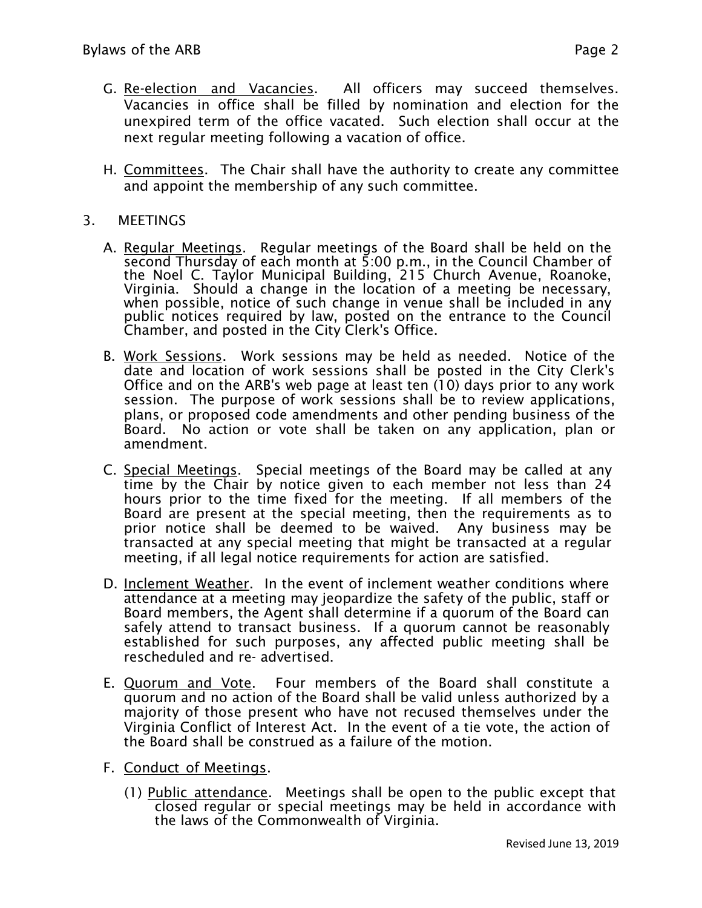G. Re-election and Vacancies. All officers may succeed themselves. Vacancies in office shall be filled by nomination and election for the unexpired term of the office vacated. Such election shall occur at the next regular meeting following a vacation of office.

H. Committees. The Chair shall have the authority to create any committee and appoint the membership of any such committee.

3. MEETINGS

A. Regular Meetings. Regular meetings of the Board shall be held on the second Thursday of each month at 5:00 p.m., in the Council Chamber of the Noel C. Taylor Municipal Building, 215 Church Avenue, Roanoke, Virginia. Should a change in the location of a meeting be necessary, when possible, notice of such change in venue shall be included in any public notices required by law, posted on the entrance to the Council Chamber, and posted in the City Clerk's Office.

B. Work Sessions. Work sessions may be held as needed. Notice of the date and location of work sessions shall be posted in the City Clerk's Office and on the ARB's web page at least ten (10) days prior to any work session. The purpose of work sessions shall be to review applications, plans, or proposed code amendments and other pending business of the Board. No action or vote shall be taken on any application, plan or amendment.

C. Special Meetings. Special meetings of the Board may be called at any time by the Chair by notice given to each member not less than 24 hours prior to the time fixed for the meeting. If all members of the Board are present at the special meeting, then the requirements as to prior notice shall be deemed to be waived. Any business may be transacted at any special meeting that might be transacted at a regular meeting, if all legal notice requirements for action are satisfied.

D. Inclement Weather. In the event of inclement weather conditions where attendance at a meeting may jeopardize the safety of the public, staff or Board members, the Agent shall determine if a quorum of the Board can safely attend to transact business. If a quorum cannot be reasonably established for such purposes, any affected public meeting shall be rescheduled and re- advertised.

E. Quorum and Vote. Four members of the Board shall constitute a quorum and no action of the Board shall be valid unless authorized by a majority of those present who have not recused themselves under the Virginia Conflict of Interest Act. In the event of a tie vote, the action of the Board shall be construed as a failure of the motion.

F. Conduct of Meetings.

(1) Public attendance. Meetings shall be open to the public except that closed regular or special meetings may be held in accordance with the laws of the Commonwealth of Virginia.

Revised June 13, 2019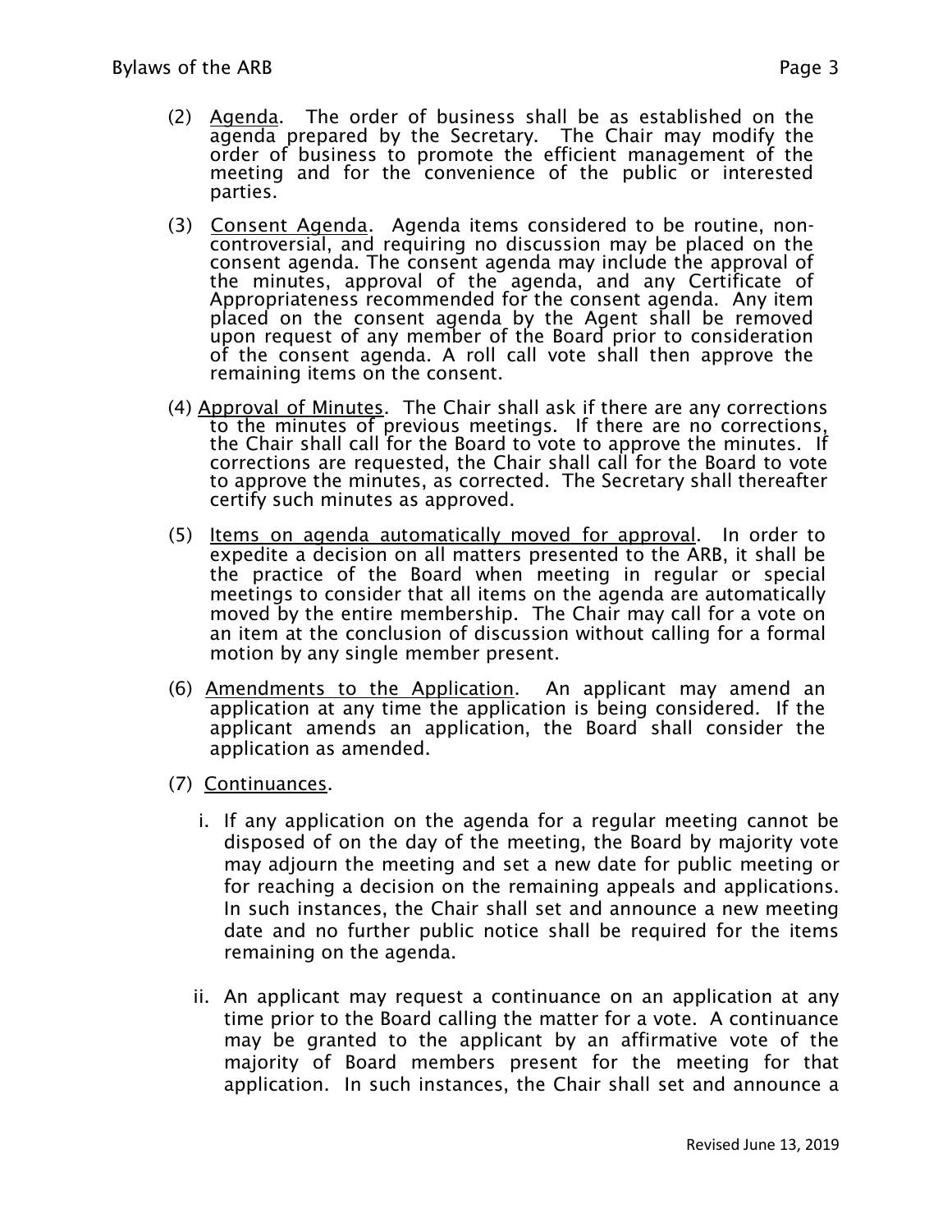(2) <u>Agenda</u>. The order of business shall be as established on the agenda prepared by the Secretary. The Chair may modify the order of business to promote the efficient management of the meeting and for the convenience of the public or interested parties.

(3) <u>Consent Agenda</u>. Agenda items considered to be routine, non-controversial, and requiring no discussion may be placed on the consent agenda. The consent agenda may include the approval of the minutes, approval of the agenda, and any Certificate of Appropriateness recommended for the consent agenda. Any item placed on the consent agenda by the Agent shall be removed upon request of any member of the Board prior to consideration of the consent agenda. A roll call vote shall then approve the remaining items on the consent.

(4) <u>Approval of Minutes</u>. The Chair shall ask if there are any corrections to the minutes of previous meetings. If there are no corrections, the Chair shall call for the Board to vote to approve the minutes. If corrections are requested, the Chair shall call for the Board to vote to approve the minutes, as corrected. The Secretary shall thereafter certify such minutes as approved.

(5) <u>Items on agenda automatically moved for approval</u>. In order to expedite a decision on all matters presented to the ARB, it shall be the practice of the Board when meeting in regular or special meetings to consider that all items on the agenda are automatically moved by the entire membership. The Chair may call for a vote on an item at the conclusion of discussion without calling for a formal motion by any single member present.

(6) <u>Amendments to the Application</u>. An applicant may amend an application at any time the application is being considered. If the applicant amends an application, the Board shall consider the application as amended.

(7) <u>Continuances</u>.

i. If any application on the agenda for a regular meeting cannot be disposed of on the day of the meeting, the Board by majority vote may adjourn the meeting and set a new date for public meeting or for reaching a decision on the remaining appeals and applications. In such instances, the Chair shall set and announce a new meeting date and no further public notice shall be required for the items remaining on the agenda.

ii. An applicant may request a continuance on an application at any time prior to the Board calling the matter for a vote. A continuance may be granted to the applicant by an affirmative vote of the majority of Board members present for the meeting for that application. In such instances, the Chair shall set and announce a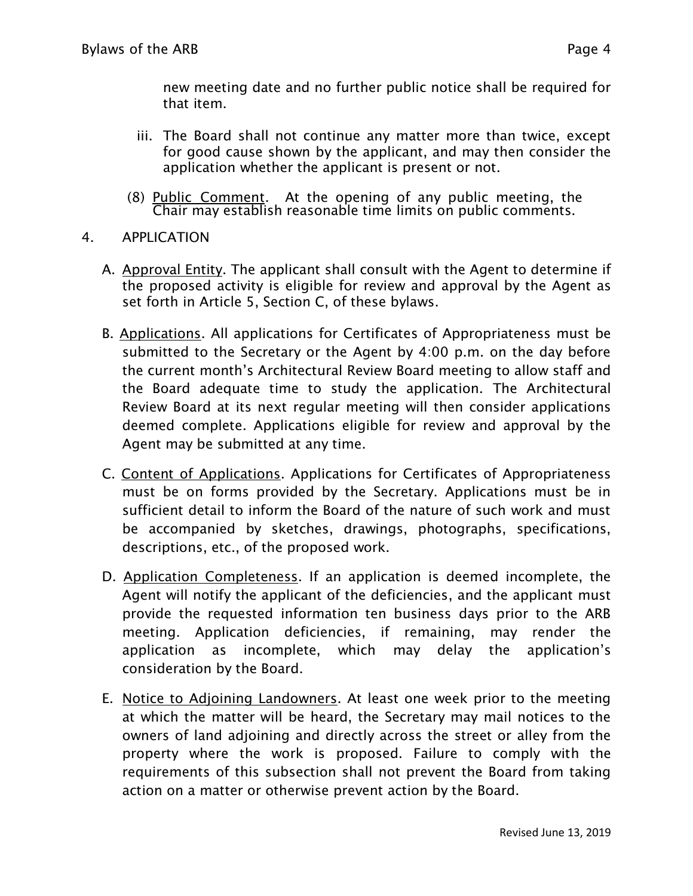new meeting date and no further public notice shall be required for that item.

iii. The Board shall not continue any matter more than twice, except for good cause shown by the applicant, and may then consider the application whether the applicant is present or not.

(8) Public Comment. At the opening of any public meeting, the Chair may establish reasonable time limits on public comments.

4. APPLICATION

A. Approval Entity. The applicant shall consult with the Agent to determine if the proposed activity is eligible for review and approval by the Agent as set forth in Article 5, Section C, of these bylaws.

B. Applications. All applications for Certificates of Appropriateness must be submitted to the Secretary or the Agent by 4:00 p.m. on the day before the current month's Architectural Review Board meeting to allow staff and the Board adequate time to study the application. The Architectural Review Board at its next regular meeting will then consider applications deemed complete. Applications eligible for review and approval by the Agent may be submitted at any time.

C. Content of Applications. Applications for Certificates of Appropriateness must be on forms provided by the Secretary. Applications must be in sufficient detail to inform the Board of the nature of such work and must be accompanied by sketches, drawings, photographs, specifications, descriptions, etc., of the proposed work.

D. Application Completeness. If an application is deemed incomplete, the Agent will notify the applicant of the deficiencies, and the applicant must provide the requested information ten business days prior to the ARB meeting. Application deficiencies, if remaining, may render the application as incomplete, which may delay the application's consideration by the Board.

E. Notice to Adjoining Landowners. At least one week prior to the meeting at which the matter will be heard, the Secretary may mail notices to the owners of land adjoining and directly across the street or alley from the property where the work is proposed. Failure to comply with the requirements of this subsection shall not prevent the Board from taking action on a matter or otherwise prevent action by the Board.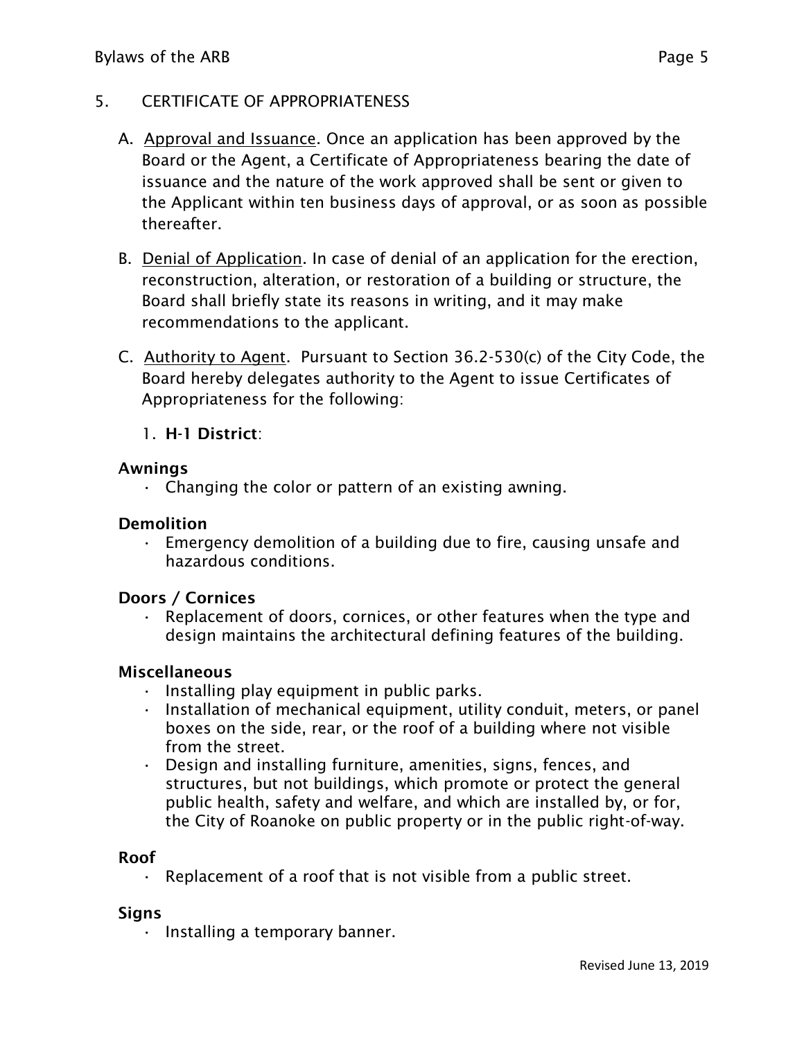5. CERTIFICATE OF APPROPRIATENESS

A. <u>Approval and Issuance</u>. Once an application has been approved by the Board or the Agent, a Certificate of Appropriateness bearing the date of issuance and the nature of the work approved shall be sent or given to the Applicant within ten business days of approval, or as soon as possible thereafter.

B. <u>Denial of Application</u>. In case of denial of an application for the erection, reconstruction, alteration, or restoration of a building or structure, the Board shall briefly state its reasons in writing, and it may make recommendations to the applicant.

C. <u>Authority to Agent</u>. Pursuant to Section 36.2-530(c) of the City Code, the Board hereby delegates authority to the Agent to issue Certificates of Appropriateness for the following:

1. **H-1 District**:

**Awnings**

- Changing the color or pattern of an existing awning.

**Demolition**

- Emergency demolition of a building due to fire, causing unsafe and hazardous conditions.

**Doors / Cornices**

- Replacement of doors, cornices, or other features when the type and design maintains the architectural defining features of the building.

**Miscellaneous**

- Installing play equipment in public parks.
- Installation of mechanical equipment, utility conduit, meters, or panel boxes on the side, rear, or the roof of a building where not visible from the street.
- Design and installing furniture, amenities, signs, fences, and structures, but not buildings, which promote or protect the general public health, safety and welfare, and which are installed by, or for, the City of Roanoke on public property or in the public right-of-way.

**Roof**

- Replacement of a roof that is not visible from a public street.

**Signs**

- Installing a temporary banner.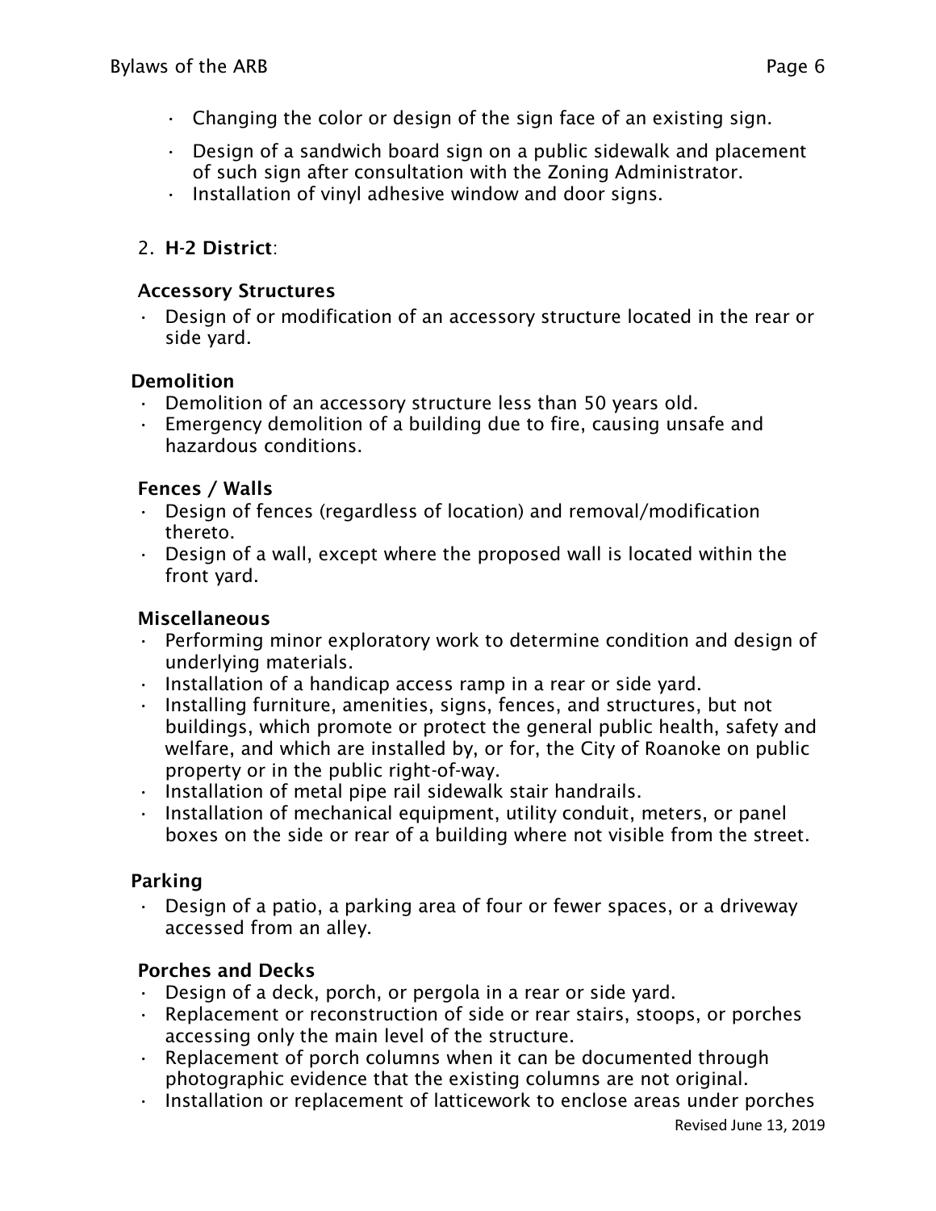- Changing the color or design of the sign face of an existing sign.
- Design of a sandwich board sign on a public sidewalk and placement of such sign after consultation with the Zoning Administrator.
- Installation of vinyl adhesive window and door signs.

2. **H-2 District**:

**Accessory Structures**

- Design of or modification of an accessory structure located in the rear or side yard.

**Demolition**

- Demolition of an accessory structure less than 50 years old.
- Emergency demolition of a building due to fire, causing unsafe and hazardous conditions.

**Fences / Walls**

- Design of fences (regardless of location) and removal/modification thereto.
- Design of a wall, except where the proposed wall is located within the front yard.

**Miscellaneous**

- Performing minor exploratory work to determine condition and design of underlying materials.
- Installation of a handicap access ramp in a rear or side yard.
- Installing furniture, amenities, signs, fences, and structures, but not buildings, which promote or protect the general public health, safety and welfare, and which are installed by, or for, the City of Roanoke on public property or in the public right-of-way.
- Installation of metal pipe rail sidewalk stair handrails.
- Installation of mechanical equipment, utility conduit, meters, or panel boxes on the side or rear of a building where not visible from the street.

**Parking**

- Design of a patio, a parking area of four or fewer spaces, or a driveway accessed from an alley.

**Porches and Decks**

- Design of a deck, porch, or pergola in a rear or side yard.
- Replacement or reconstruction of side or rear stairs, stoops, or porches accessing only the main level of the structure.
- Replacement of porch columns when it can be documented through photographic evidence that the existing columns are not original.
- Installation or replacement of latticework to enclose areas under porches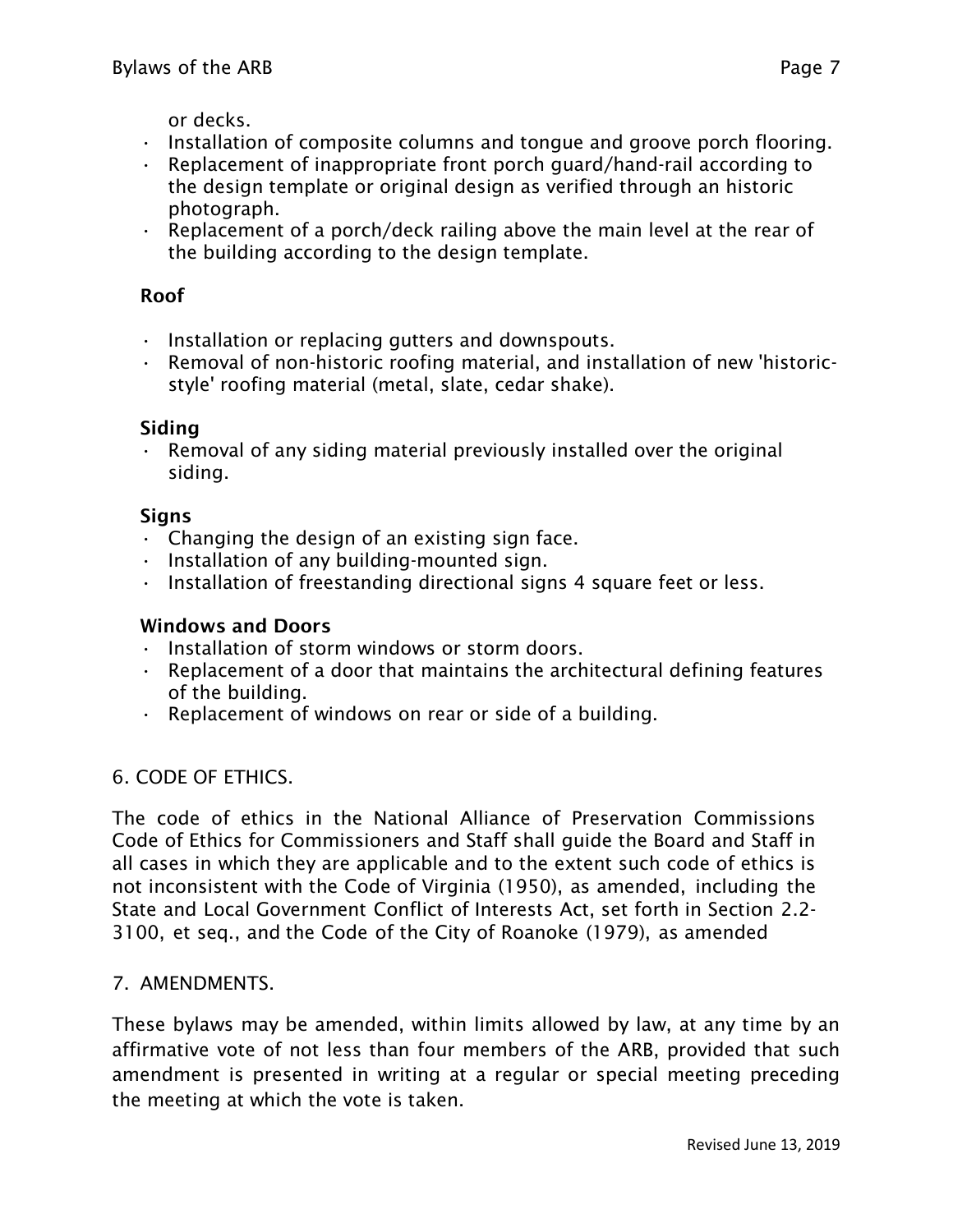or decks.

- Installation of composite columns and tongue and groove porch flooring.
- Replacement of inappropriate front porch guard/hand-rail according to the design template or original design as verified through an historic photograph.
- Replacement of a porch/deck railing above the main level at the rear of the building according to the design template.

**Roof**

- Installation or replacing gutters and downspouts.
- Removal of non-historic roofing material, and installation of new 'historic-style' roofing material (metal, slate, cedar shake).

**Siding**

- Removal of any siding material previously installed over the original siding.

**Signs**

- Changing the design of an existing sign face.
- Installation of any building-mounted sign.
- Installation of freestanding directional signs 4 square feet or less.

**Windows and Doors**

- Installation of storm windows or storm doors.
- Replacement of a door that maintains the architectural defining features of the building.
- Replacement of windows on rear or side of a building.

6. CODE OF ETHICS.

The code of ethics in the National Alliance of Preservation Commissions Code of Ethics for Commissioners and Staff shall guide the Board and Staff in all cases in which they are applicable and to the extent such code of ethics is not inconsistent with the Code of Virginia (1950), as amended, including the State and Local Government Conflict of Interests Act, set forth in Section 2.2-3100, et seq., and the Code of the City of Roanoke (1979), as amended

7. AMENDMENTS.

These bylaws may be amended, within limits allowed by law, at any time by an affirmative vote of not less than four members of the ARB, provided that such amendment is presented in writing at a regular or special meeting preceding the meeting at which the vote is taken.

Revised June 13, 2019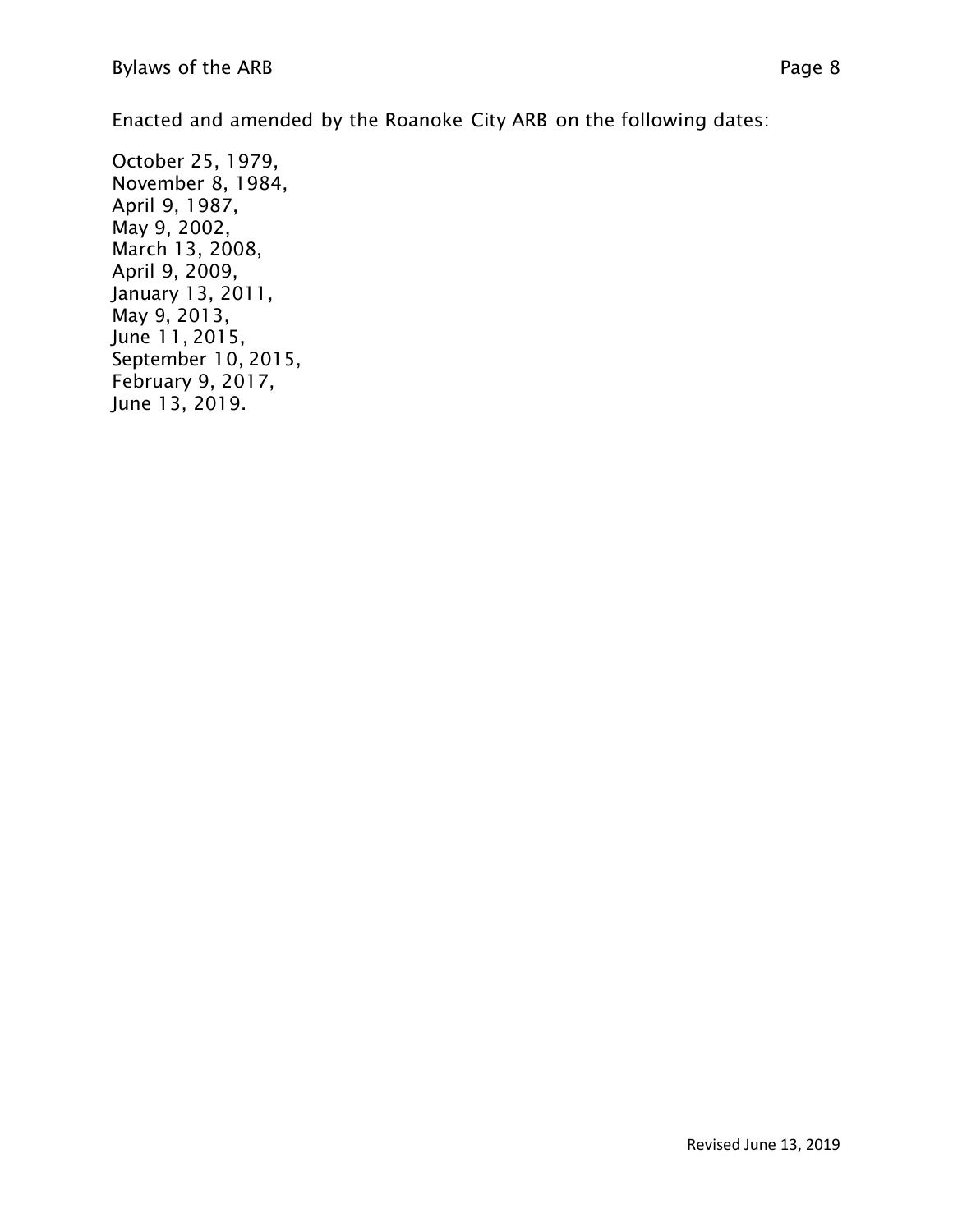Enacted and amended by the Roanoke City ARB on the following dates:

October 25, 1979,
November 8, 1984,
April 9, 1987,
May 9, 2002,
March 13, 2008,
April 9, 2009,
January 13, 2011,
May 9, 2013,
June 11, 2015,
September 10, 2015,
February 9, 2017,
June 13, 2019.